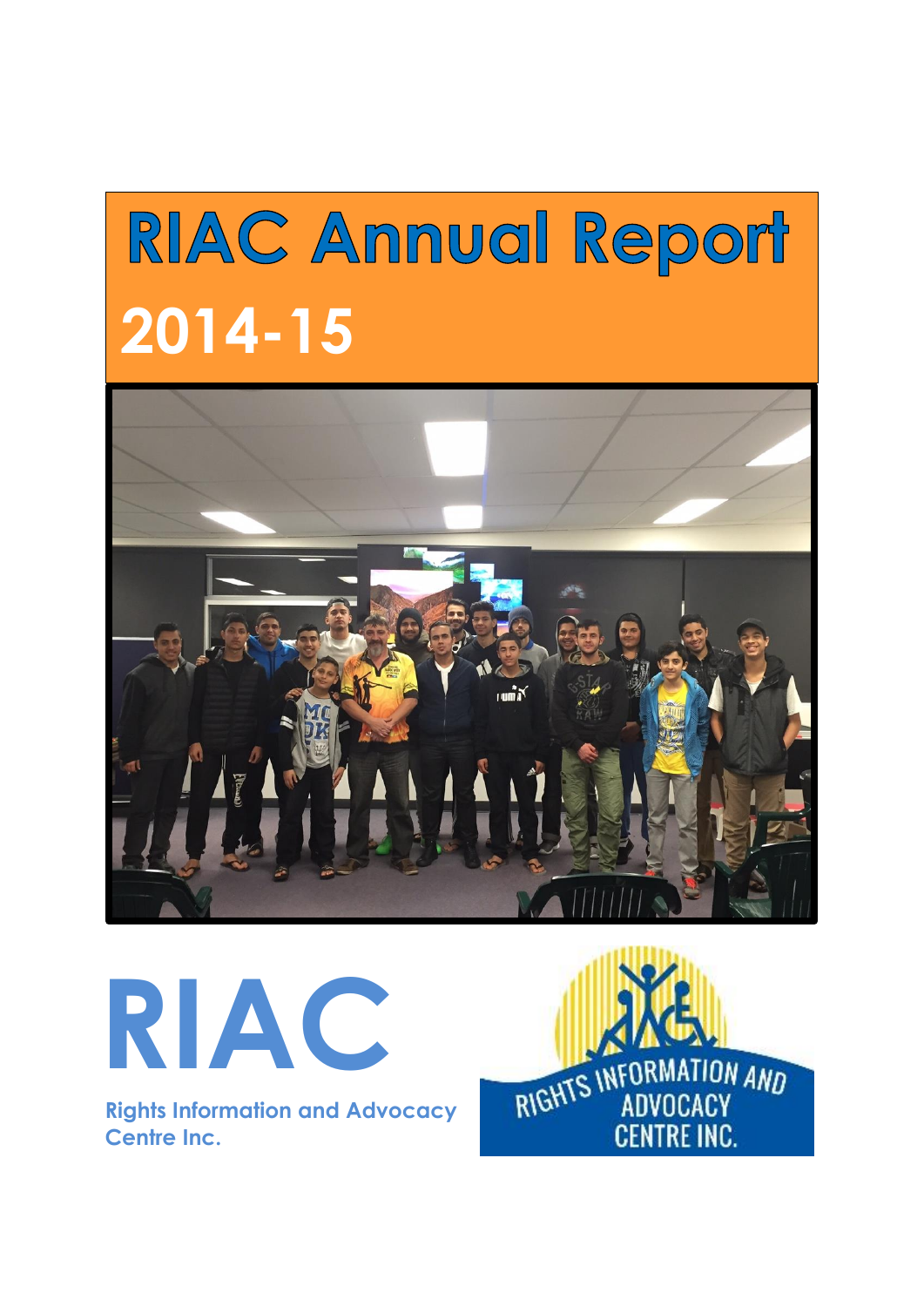# RIAC Annual Report 2014-15

**RIAC**

**Rights Information and Advocacy Centre Inc.**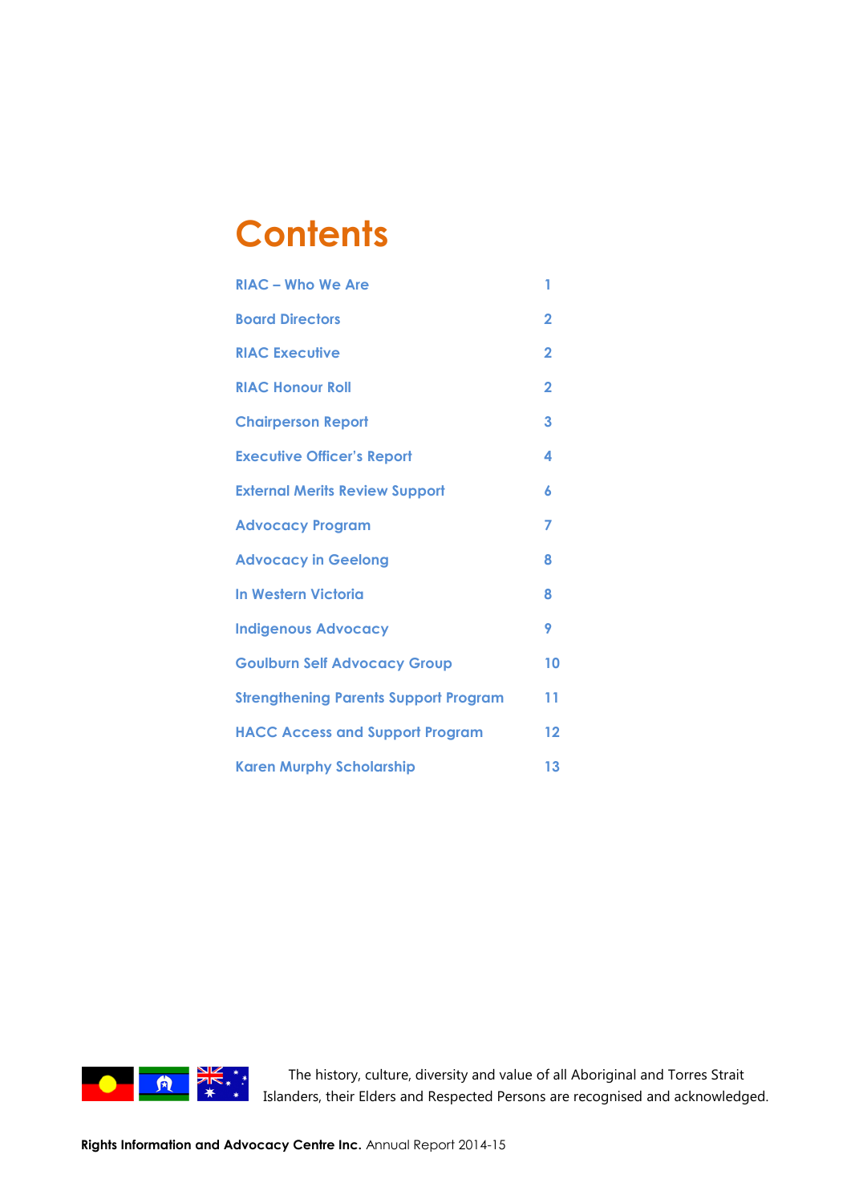# Contents

| | |
|---|---|
| RIAC – Who We Are | 1 |
| Board Directors | 2 |
| RIAC Executive | 2 |
| RIAC Honour Roll | 2 |
| Chairperson Report | 3 |
| Executive Officer's Report | 4 |
| External Merits Review Support | 6 |
| Advocacy Program | 7 |
| Advocacy in Geelong | 8 |
| In Western Victoria | 8 |
| Indigenous Advocacy | 9 |
| Goulburn Self Advocacy Group | 10 |
| Strengthening Parents Support Program | 11 |
| HACC Access and Support Program | 12 |
| Karen Murphy Scholarship | 13 |

The history, culture, diversity and value of all Aboriginal and Torres Strait Islanders, their Elders and Respected Persons are recognised and acknowledged.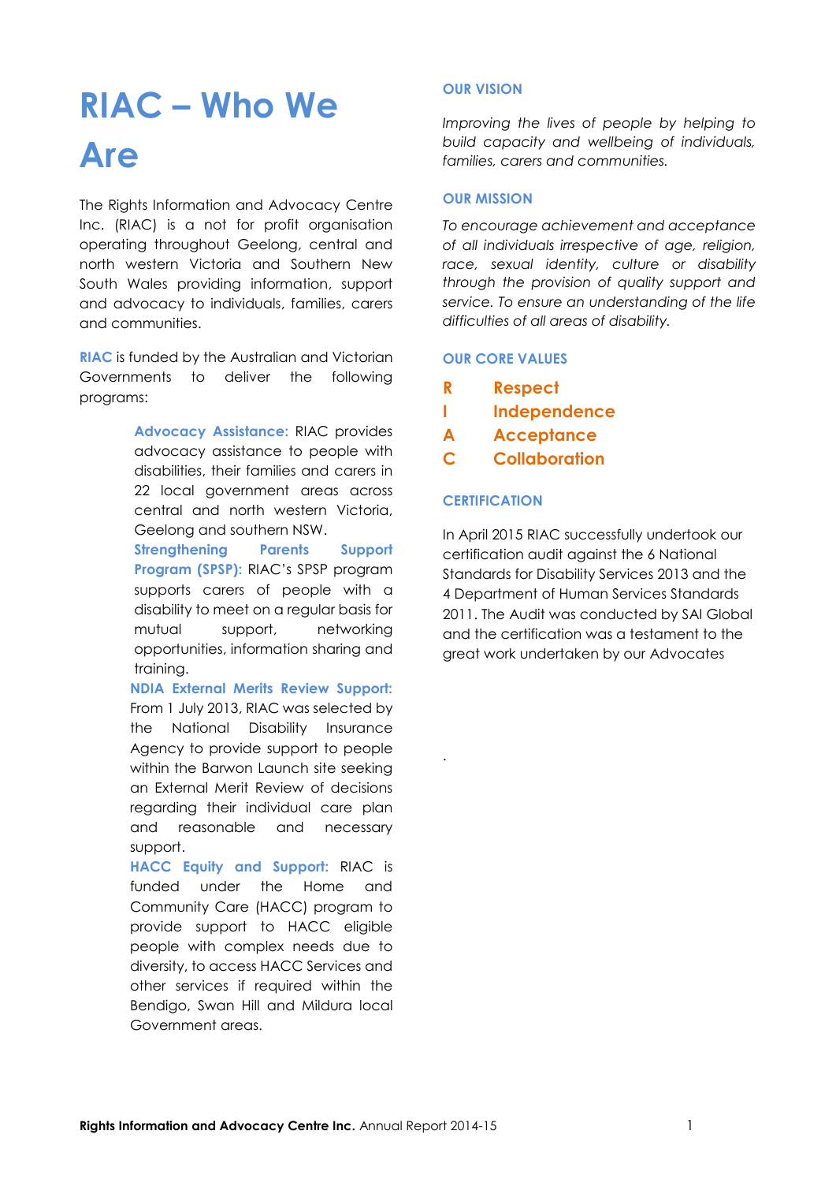# RIAC – Who We Are

The Rights Information and Advocacy Centre Inc. (RIAC) is a not for profit organisation operating throughout Geelong, central and north western Victoria and Southern New South Wales providing information, support and advocacy to individuals, families, carers and communities.

**RIAC** is funded by the Australian and Victorian Governments to deliver the following programs:

**Advocacy Assistance:** RIAC provides advocacy assistance to people with disabilities, their families and carers in 22 local government areas across central and north western Victoria, Geelong and southern NSW.

**Strengthening Parents Support Program (SPSP):** RIAC's SPSP program supports carers of people with a disability to meet on a regular basis for mutual support, networking opportunities, information sharing and training.

**NDIA External Merits Review Support:** From 1 July 2013, RIAC was selected by the National Disability Insurance Agency to provide support to people within the Barwon Launch site seeking an External Merit Review of decisions regarding their individual care plan and reasonable and necessary support.

**HACC Equity and Support:** RIAC is funded under the Home and Community Care (HACC) program to provide support to HACC eligible people with complex needs due to diversity, to access HACC Services and other services if required within the Bendigo, Swan Hill and Mildura local Government areas.

## OUR VISION

*Improving the lives of people by helping to build capacity and wellbeing of individuals, families, carers and communities.*

## OUR MISSION

*To encourage achievement and acceptance of all individuals irrespective of age, religion, race, sexual identity, culture or disability through the provision of quality support and service. To ensure an understanding of the life difficulties of all areas of disability.*

## OUR CORE VALUES

**R** Respect
**I** Independence
**A** Acceptance
**C** Collaboration

## CERTIFICATION

In April 2015 RIAC successfully undertook our certification audit against the 6 National Standards for Disability Services 2013 and the 4 Department of Human Services Standards 2011. The Audit was conducted by SAI Global and the certification was a testament to the great work undertaken by our Advocates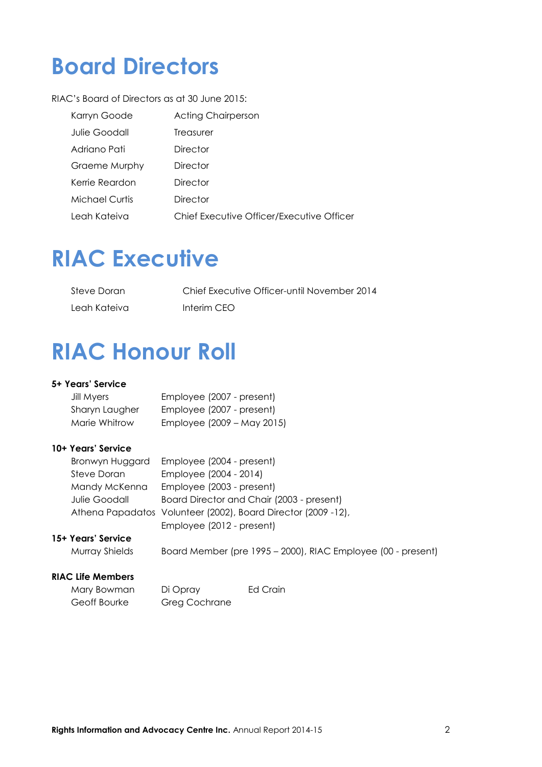# Board Directors

RIAC's Board of Directors as at 30 June 2015:

| | |
|---|---|
| Karryn Goode | Acting Chairperson |
| Julie Goodall | Treasurer |
| Adriano Pati | Director |
| Graeme Murphy | Director |
| Kerrie Reardon | Director |
| Michael Curtis | Director |
| Leah Kateiva | Chief Executive Officer/Executive Officer |

# RIAC Executive

| | |
|---|---|
| Steve Doran | Chief Executive Officer-until November 2014 |
| Leah Kateiva | Interim CEO |

# RIAC Honour Roll

**5+ Years' Service**

| | |
|---|---|
| Jill Myers | Employee (2007 - present) |
| Sharyn Laugher | Employee (2007 - present) |
| Marie Whitrow | Employee (2009 – May 2015) |

**10+ Years' Service**

| | |
|---|---|
| Bronwyn Huggard | Employee (2004 - present) |
| Steve Doran | Employee (2004 - 2014) |
| Mandy McKenna | Employee (2003 - present) |
| Julie Goodall | Board Director and Chair (2003 - present) |
| Athena Papadatos | Volunteer (2002), Board Director (2009 -12), Employee (2012 - present) |

**15+ Years' Service**

| | |
|---|---|
| Murray Shields | Board Member (pre 1995 – 2000), RIAC Employee (00 - present) |

**RIAC Life Members**

| | | |
|---|---|---|
| Mary Bowman | Di Opray | Ed Crain |
| Geoff Bourke | Greg Cochrane | |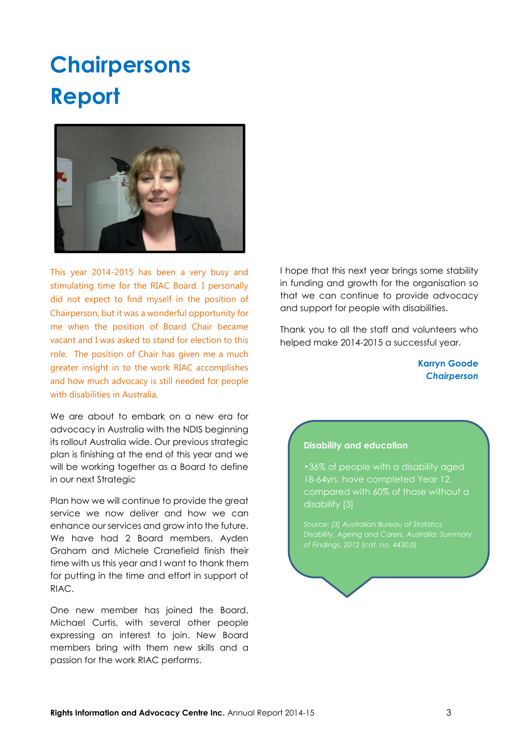# Chairpersons Report

This year 2014-2015 has been a very busy and stimulating time for the RIAC Board. I personally did not expect to find myself in the position of Chairperson, but it was a wonderful opportunity for me when the position of Board Chair became vacant and I was asked to stand for election to this role. The position of Chair has given me a much greater insight in to the work RIAC accomplishes and how much advocacy is still needed for people with disabilities in Australia.

We are about to embark on a new era for advocacy in Australia with the NDIS beginning its rollout Australia wide. Our previous strategic plan is finishing at the end of this year and we will be working together as a Board to define in our next Strategic

Plan how we will continue to provide the great service we now deliver and how we can enhance our services and grow into the future. We have had 2 Board members, Ayden Graham and Michele Cranefield finish their time with us this year and I want to thank them for putting in the time and effort in support of RIAC.

One new member has joined the Board, Michael Curtis, with several other people expressing an interest to join. New Board members bring with them new skills and a passion for the work RIAC performs.

I hope that this next year brings some stability in funding and growth for the organisation so that we can continue to provide advocacy and support for people with disabilities.

Thank you to all the staff and volunteers who helped make 2014-2015 a successful year.

**Karryn Goode**
***Chairperson***

**Disability and education**

•36% of people with a disability aged 18-64yrs, have completed Year 12, compared with 60% of those without a disability [3]

*Source: [3] Australian Bureau of Statistics. Disability, Ageing and Carers, Australia: Summary of Findings, 2012 (cat. no. 4430.0)*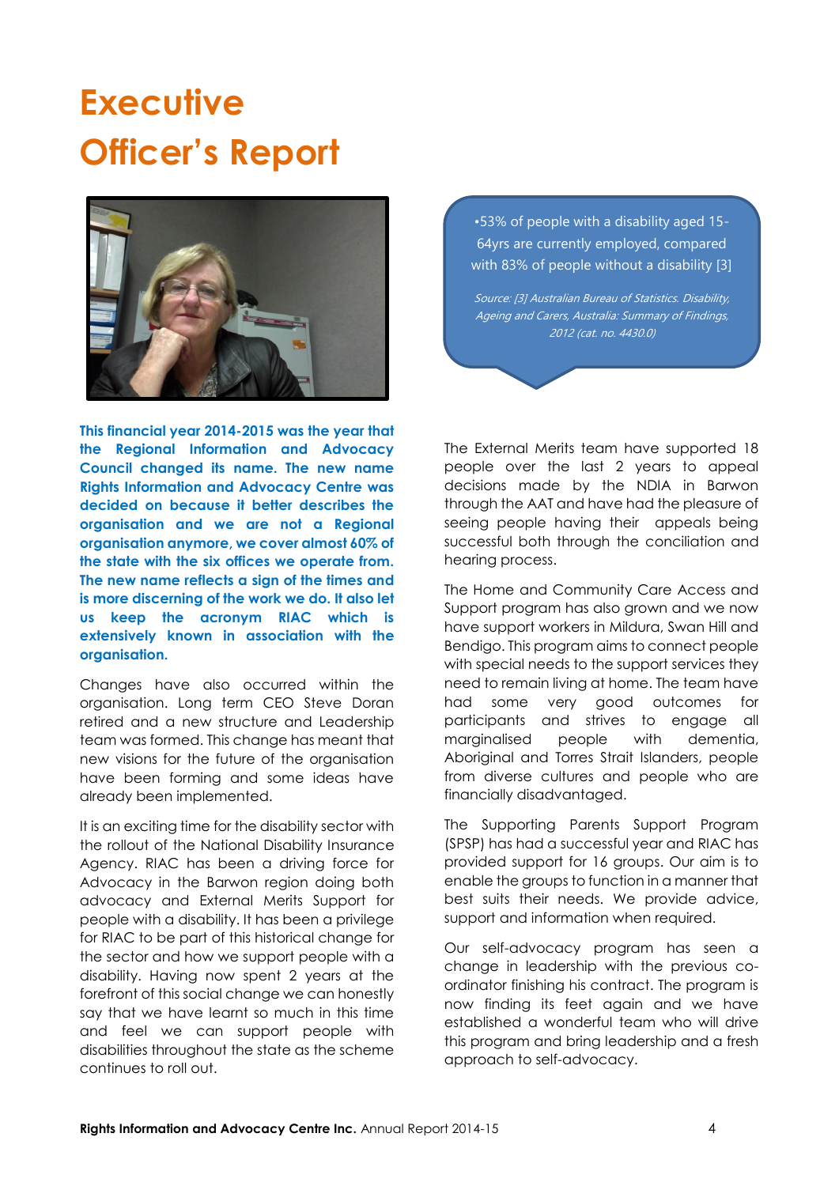# Executive Officer's Report

**This financial year 2014-2015 was the year that the Regional Information and Advocacy Council changed its name. The new name Rights Information and Advocacy Centre was decided on because it better describes the organisation and we are not a Regional organisation anymore, we cover almost 60% of the state with the six offices we operate from. The new name reflects a sign of the times and is more discerning of the work we do. It also let us keep the acronym RIAC which is extensively known in association with the organisation.**

Changes have also occurred within the organisation. Long term CEO Steve Doran retired and a new structure and Leadership team was formed. This change has meant that new visions for the future of the organisation have been forming and some ideas have already been implemented.

It is an exciting time for the disability sector with the rollout of the National Disability Insurance Agency. RIAC has been a driving force for Advocacy in the Barwon region doing both advocacy and External Merits Support for people with a disability. It has been a privilege for RIAC to be part of this historical change for the sector and how we support people with a disability. Having now spent 2 years at the forefront of this social change we can honestly say that we have learnt so much in this time and feel we can support people with disabilities throughout the state as the scheme continues to roll out.

•53% of people with a disability aged 15-64yrs are currently employed, compared with 83% of people without a disability [3]

*Source: [3] Australian Bureau of Statistics. Disability, Ageing and Carers, Australia: Summary of Findings, 2012 (cat. no. 4430.0)*

The External Merits team have supported 18 people over the last 2 years to appeal decisions made by the NDIA in Barwon through the AAT and have had the pleasure of seeing people having their appeals being successful both through the conciliation and hearing process.

The Home and Community Care Access and Support program has also grown and we now have support workers in Mildura, Swan Hill and Bendigo. This program aims to connect people with special needs to the support services they need to remain living at home. The team have had some very good outcomes for participants and strives to engage all marginalised people with dementia, Aboriginal and Torres Strait Islanders, people from diverse cultures and people who are financially disadvantaged.

The Supporting Parents Support Program (SPSP) has had a successful year and RIAC has provided support for 16 groups. Our aim is to enable the groups to function in a manner that best suits their needs. We provide advice, support and information when required.

Our self-advocacy program has seen a change in leadership with the previous co-ordinator finishing his contract. The program is now finding its feet again and we have established a wonderful team who will drive this program and bring leadership and a fresh approach to self-advocacy.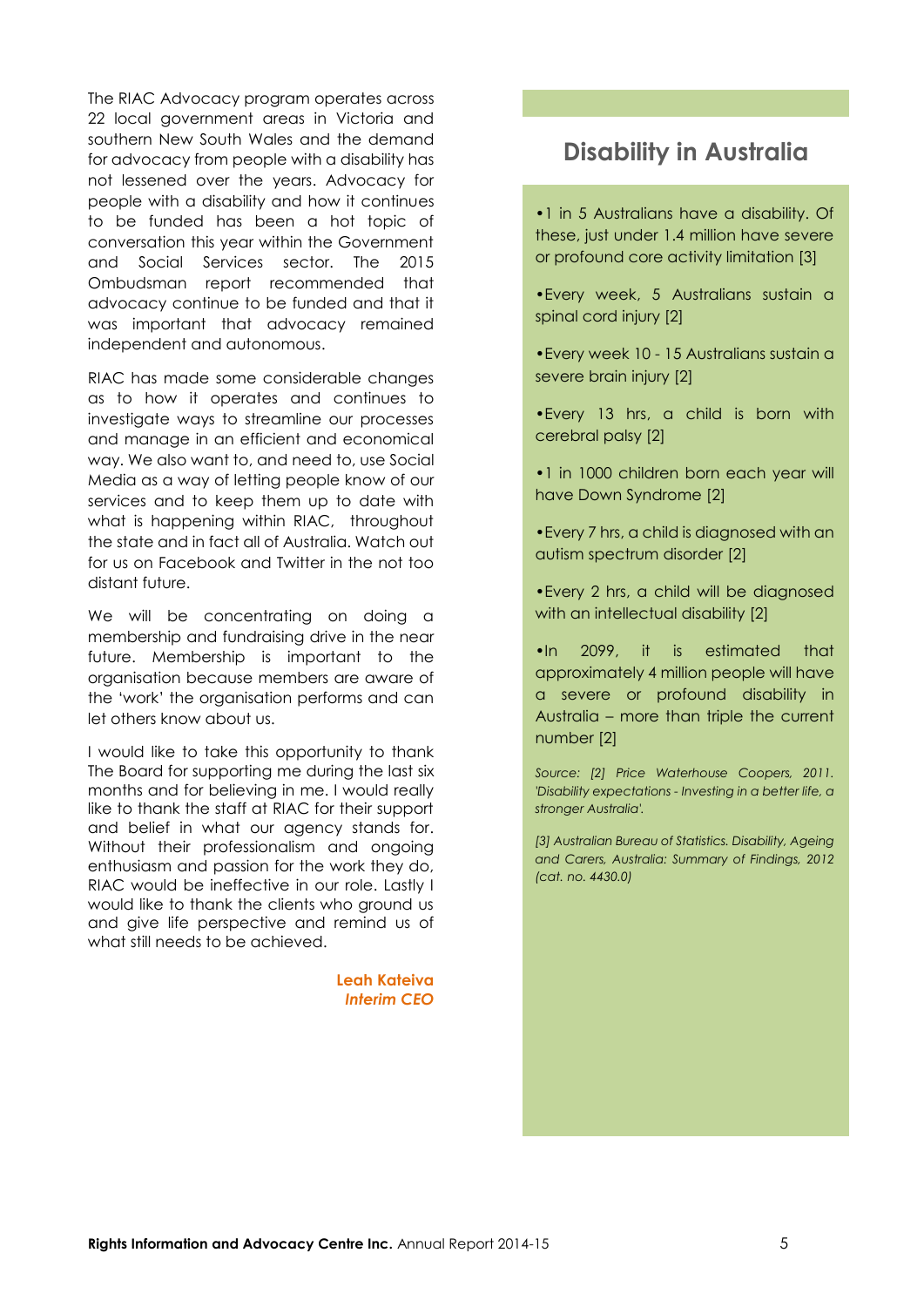The RIAC Advocacy program operates across 22 local government areas in Victoria and southern New South Wales and the demand for advocacy from people with a disability has not lessened over the years. Advocacy for people with a disability and how it continues to be funded has been a hot topic of conversation this year within the Government and Social Services sector. The 2015 Ombudsman report recommended that advocacy continue to be funded and that it was important that advocacy remained independent and autonomous.

RIAC has made some considerable changes as to how it operates and continues to investigate ways to streamline our processes and manage in an efficient and economical way. We also want to, and need to, use Social Media as a way of letting people know of our services and to keep them up to date with what is happening within RIAC, throughout the state and in fact all of Australia. Watch out for us on Facebook and Twitter in the not too distant future.

We will be concentrating on doing a membership and fundraising drive in the near future. Membership is important to the organisation because members are aware of the 'work' the organisation performs and can let others know about us.

I would like to take this opportunity to thank The Board for supporting me during the last six months and for believing in me. I would really like to thank the staff at RIAC for their support and belief in what our agency stands for. Without their professionalism and ongoing enthusiasm and passion for the work they do, RIAC would be ineffective in our role. Lastly I would like to thank the clients who ground us and give life perspective and remind us of what still needs to be achieved.

**Leah Kateiva**
***Interim CEO***

## Disability in Australia

- 1 in 5 Australians have a disability. Of these, just under 1.4 million have severe or profound core activity limitation [3]
- Every week, 5 Australians sustain a spinal cord injury [2]
- Every week 10 - 15 Australians sustain a severe brain injury [2]
- Every 13 hrs, a child is born with cerebral palsy [2]
- 1 in 1000 children born each year will have Down Syndrome [2]
- Every 7 hrs, a child is diagnosed with an autism spectrum disorder [2]
- Every 2 hrs, a child will be diagnosed with an intellectual disability [2]
- In 2099, it is estimated that approximately 4 million people will have a severe or profound disability in Australia – more than triple the current number [2]

*Source: [2] Price Waterhouse Coopers, 2011. 'Disability expectations - Investing in a better life, a stronger Australia'.*

*[3] Australian Bureau of Statistics. Disability, Ageing and Carers, Australia: Summary of Findings, 2012 (cat. no. 4430.0)*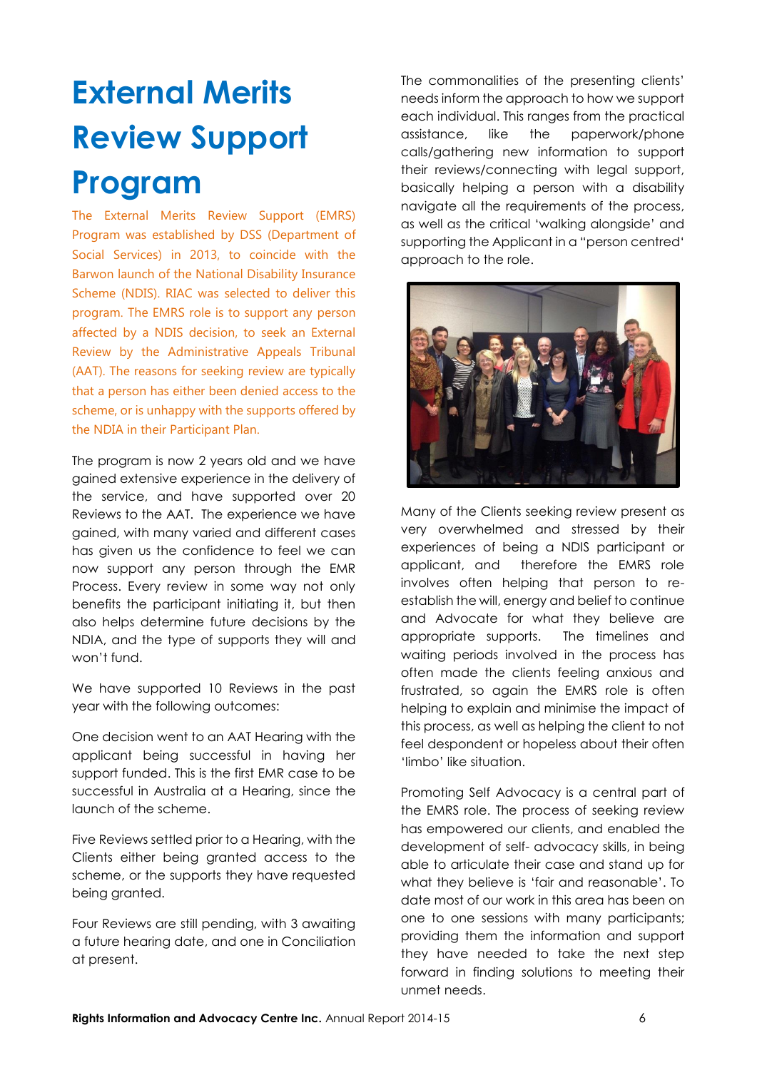# External Merits Review Support Program

The External Merits Review Support (EMRS) Program was established by DSS (Department of Social Services) in 2013, to coincide with the Barwon launch of the National Disability Insurance Scheme (NDIS). RIAC was selected to deliver this program. The EMRS role is to support any person affected by a NDIS decision, to seek an External Review by the Administrative Appeals Tribunal (AAT). The reasons for seeking review are typically that a person has either been denied access to the scheme, or is unhappy with the supports offered by the NDIA in their Participant Plan.

The program is now 2 years old and we have gained extensive experience in the delivery of the service, and have supported over 20 Reviews to the AAT. The experience we have gained, with many varied and different cases has given us the confidence to feel we can now support any person through the EMR Process. Every review in some way not only benefits the participant initiating it, but then also helps determine future decisions by the NDIA, and the type of supports they will and won't fund.

We have supported 10 Reviews in the past year with the following outcomes:

One decision went to an AAT Hearing with the applicant being successful in having her support funded. This is the first EMR case to be successful in Australia at a Hearing, since the launch of the scheme.

Five Reviews settled prior to a Hearing, with the Clients either being granted access to the scheme, or the supports they have requested being granted.

Four Reviews are still pending, with 3 awaiting a future hearing date, and one in Conciliation at present.

The commonalities of the presenting clients' needs inform the approach to how we support each individual. This ranges from the practical assistance, like the paperwork/phone calls/gathering new information to support their reviews/connecting with legal support, basically helping a person with a disability navigate all the requirements of the process, as well as the critical 'walking alongside' and supporting the Applicant in a "person centred' approach to the role.

Many of the Clients seeking review present as very overwhelmed and stressed by their experiences of being a NDIS participant or applicant, and therefore the EMRS role involves often helping that person to re-establish the will, energy and belief to continue and Advocate for what they believe are appropriate supports. The timelines and waiting periods involved in the process has often made the clients feeling anxious and frustrated, so again the EMRS role is often helping to explain and minimise the impact of this process, as well as helping the client to not feel despondent or hopeless about their often 'limbo' like situation.

Promoting Self Advocacy is a central part of the EMRS role. The process of seeking review has empowered our clients, and enabled the development of self- advocacy skills, in being able to articulate their case and stand up for what they believe is 'fair and reasonable'. To date most of our work in this area has been on one to one sessions with many participants; providing them the information and support they have needed to take the next step forward in finding solutions to meeting their unmet needs.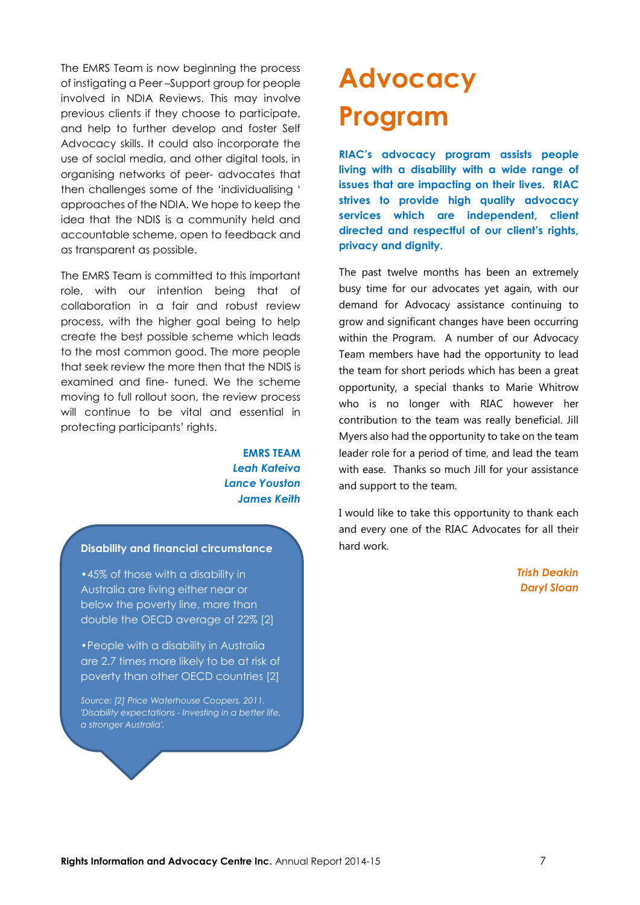The EMRS Team is now beginning the process of instigating a Peer –Support group for people involved in NDIA Reviews. This may involve previous clients if they choose to participate, and help to further develop and foster Self Advocacy skills. It could also incorporate the use of social media, and other digital tools, in organising networks of peer- advocates that then challenges some of the 'individualising ' approaches of the NDIA. We hope to keep the idea that the NDIS is a community held and accountable scheme, open to feedback and as transparent as possible.

The EMRS Team is committed to this important role, with our intention being that of collaboration in a fair and robust review process, with the higher goal being to help create the best possible scheme which leads to the most common good. The more people that seek review the more then that the NDIS is examined and fine- tuned. We the scheme moving to full rollout soon, the review process will continue to be vital and essential in protecting participants' rights.

**EMRS TEAM**
***Leah Kateiva***
***Lance Youston***
***James Keith***

**Disability and financial circumstance**

- 45% of those with a disability in Australia are living either near or below the poverty line, more than double the OECD average of 22% [2]
- People with a disability in Australia are 2.7 times more likely to be at risk of poverty than other OECD countries [2]

*Source: [2] Price Waterhouse Coopers, 2011. 'Disability expectations - Investing in a better life, a stronger Australia'.*

# Advocacy Program

**RIAC's advocacy program assists people living with a disability with a wide range of issues that are impacting on their lives. RIAC strives to provide high quality advocacy services which are independent, client directed and respectful of our client's rights, privacy and dignity.**

The past twelve months has been an extremely busy time for our advocates yet again, with our demand for Advocacy assistance continuing to grow and significant changes have been occurring within the Program. A number of our Advocacy Team members have had the opportunity to lead the team for short periods which has been a great opportunity, a special thanks to Marie Whitrow who is no longer with RIAC however her contribution to the team was really beneficial. Jill Myers also had the opportunity to take on the team leader role for a period of time, and lead the team with ease. Thanks so much Jill for your assistance and support to the team.

I would like to take this opportunity to thank each and every one of the RIAC Advocates for all their hard work.

***Trish Deakin***
***Daryl Sloan***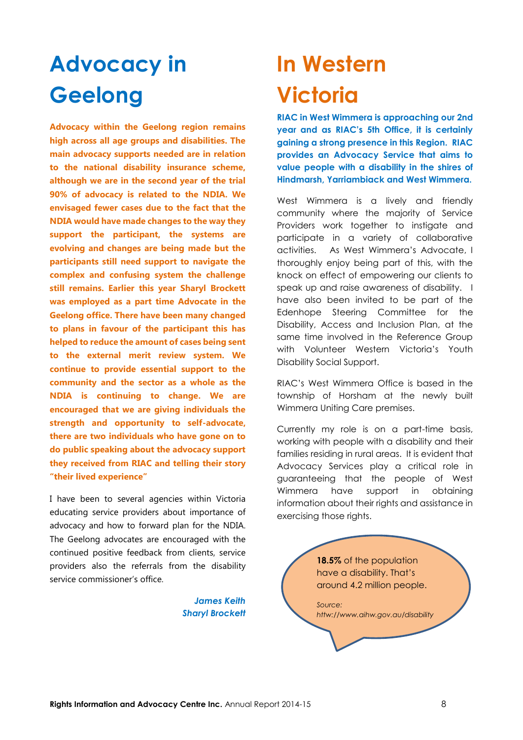# Advocacy in Geelong

**Advocacy within the Geelong region remains high across all age groups and disabilities. The main advocacy supports needed are in relation to the national disability insurance scheme, although we are in the second year of the trial 90% of advocacy is related to the NDIA. We envisaged fewer cases due to the fact that the NDIA would have made changes to the way they support the participant, the systems are evolving and changes are being made but the participants still need support to navigate the complex and confusing system the challenge still remains. Earlier this year Sharyl Brockett was employed as a part time Advocate in the Geelong office. There have been many changed to plans in favour of the participant this has helped to reduce the amount of cases being sent to the external merit review system. We continue to provide essential support to the community and the sector as a whole as the NDIA is continuing to change. We are encouraged that we are giving individuals the strength and opportunity to self-advocate, there are two individuals who have gone on to do public speaking about the advocacy support they received from RIAC and telling their story "their lived experience"**

I have been to several agencies within Victoria educating service providers about importance of advocacy and how to forward plan for the NDIA. The Geelong advocates are encouraged with the continued positive feedback from clients, service providers also the referrals from the disability service commissioner's office.

***James Keith***
***Sharyl Brockett***

# In Western Victoria

**RIAC in West Wimmera is approaching our 2nd year and as RIAC's 5th Office, it is certainly gaining a strong presence in this Region. RIAC provides an Advocacy Service that aims to value people with a disability in the shires of Hindmarsh, Yarriambiack and West Wimmera.**

West Wimmera is a lively and friendly community where the majority of Service Providers work together to instigate and participate in a variety of collaborative activities. As West Wimmera's Advocate, I thoroughly enjoy being part of this, with the knock on effect of empowering our clients to speak up and raise awareness of disability. I have also been invited to be part of the Edenhope Steering Committee for the Disability, Access and Inclusion Plan, at the same time involved in the Reference Group with Volunteer Western Victoria's Youth Disability Social Support.

RIAC's West Wimmera Office is based in the township of Horsham at the newly built Wimmera Uniting Care premises.

Currently my role is on a part-time basis, working with people with a disability and their families residing in rural areas. It is evident that Advocacy Services play a critical role in guaranteeing that the people of West Wimmera have support in obtaining information about their rights and assistance in exercising those rights.

**18.5%** of the population have a disability. That's around 4.2 million people.

*Source: httw://www.aihw.gov.au/disability*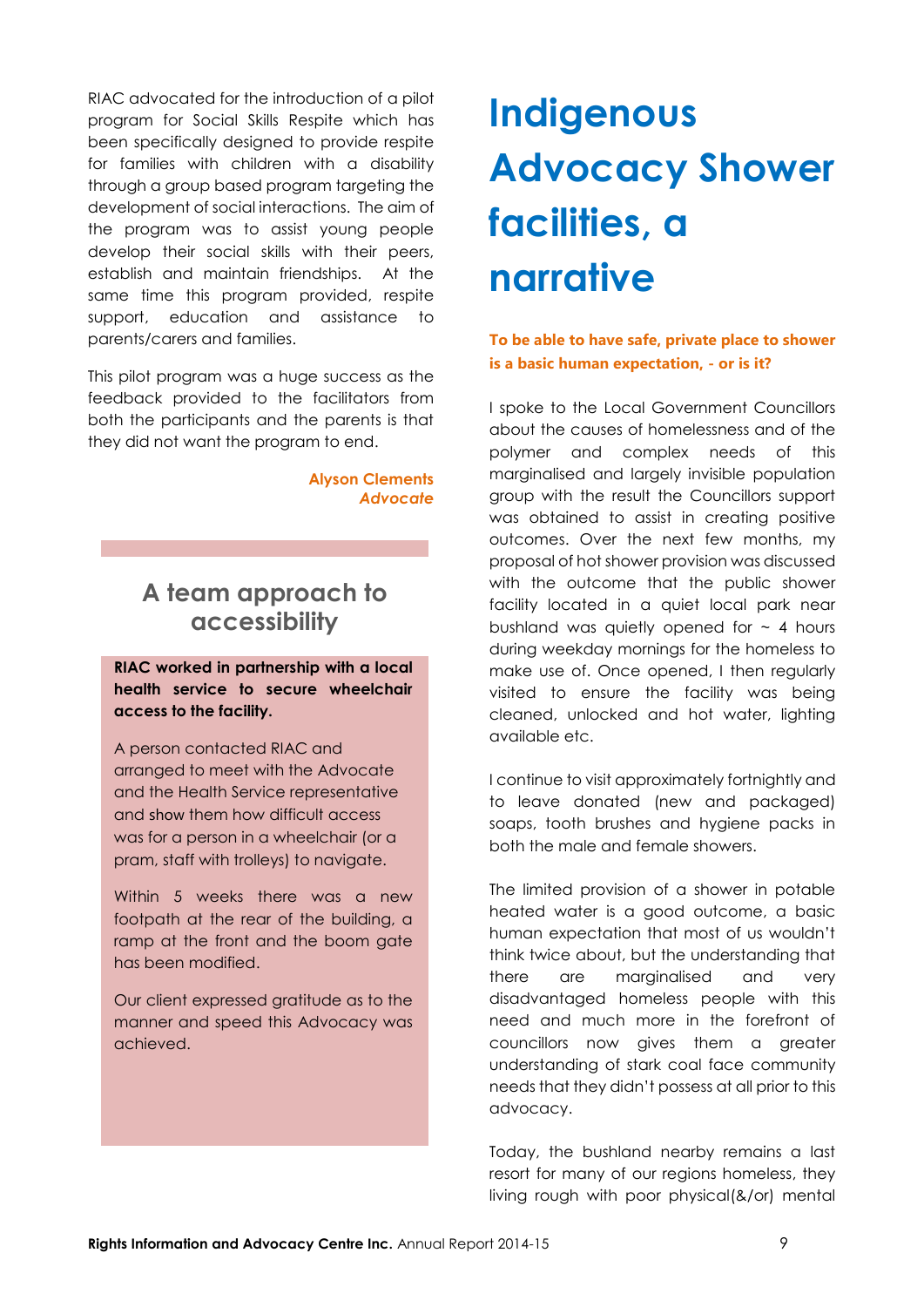RIAC advocated for the introduction of a pilot program for Social Skills Respite which has been specifically designed to provide respite for families with children with a disability through a group based program targeting the development of social interactions. The aim of the program was to assist young people develop their social skills with their peers, establish and maintain friendships. At the same time this program provided, respite support, education and assistance to parents/carers and families.

This pilot program was a huge success as the feedback provided to the facilitators from both the participants and the parents is that they did not want the program to end.

**Alyson Clements**
***Advocate***

## A team approach to accessibility

**RIAC worked in partnership with a local health service to secure wheelchair access to the facility.**

A person contacted RIAC and arranged to meet with the Advocate and the Health Service representative and show them how difficult access was for a person in a wheelchair (or a pram, staff with trolleys) to navigate.

Within 5 weeks there was a new footpath at the rear of the building, a ramp at the front and the boom gate has been modified.

Our client expressed gratitude as to the manner and speed this Advocacy was achieved.

# Indigenous Advocacy Shower facilities, a narrative

**To be able to have safe, private place to shower is a basic human expectation, - or is it?**

I spoke to the Local Government Councillors about the causes of homelessness and of the polymer and complex needs of this marginalised and largely invisible population group with the result the Councillors support was obtained to assist in creating positive outcomes. Over the next few months, my proposal of hot shower provision was discussed with the outcome that the public shower facility located in a quiet local park near bushland was quietly opened for ~ 4 hours during weekday mornings for the homeless to make use of. Once opened, I then regularly visited to ensure the facility was being cleaned, unlocked and hot water, lighting available etc.

I continue to visit approximately fortnightly and to leave donated (new and packaged) soaps, tooth brushes and hygiene packs in both the male and female showers.

The limited provision of a shower in potable heated water is a good outcome, a basic human expectation that most of us wouldn't think twice about, but the understanding that there are marginalised and very disadvantaged homeless people with this need and much more in the forefront of councillors now gives them a greater understanding of stark coal face community needs that they didn't possess at all prior to this advocacy.

Today, the bushland nearby remains a last resort for many of our regions homeless, they living rough with poor physical(&/or) mental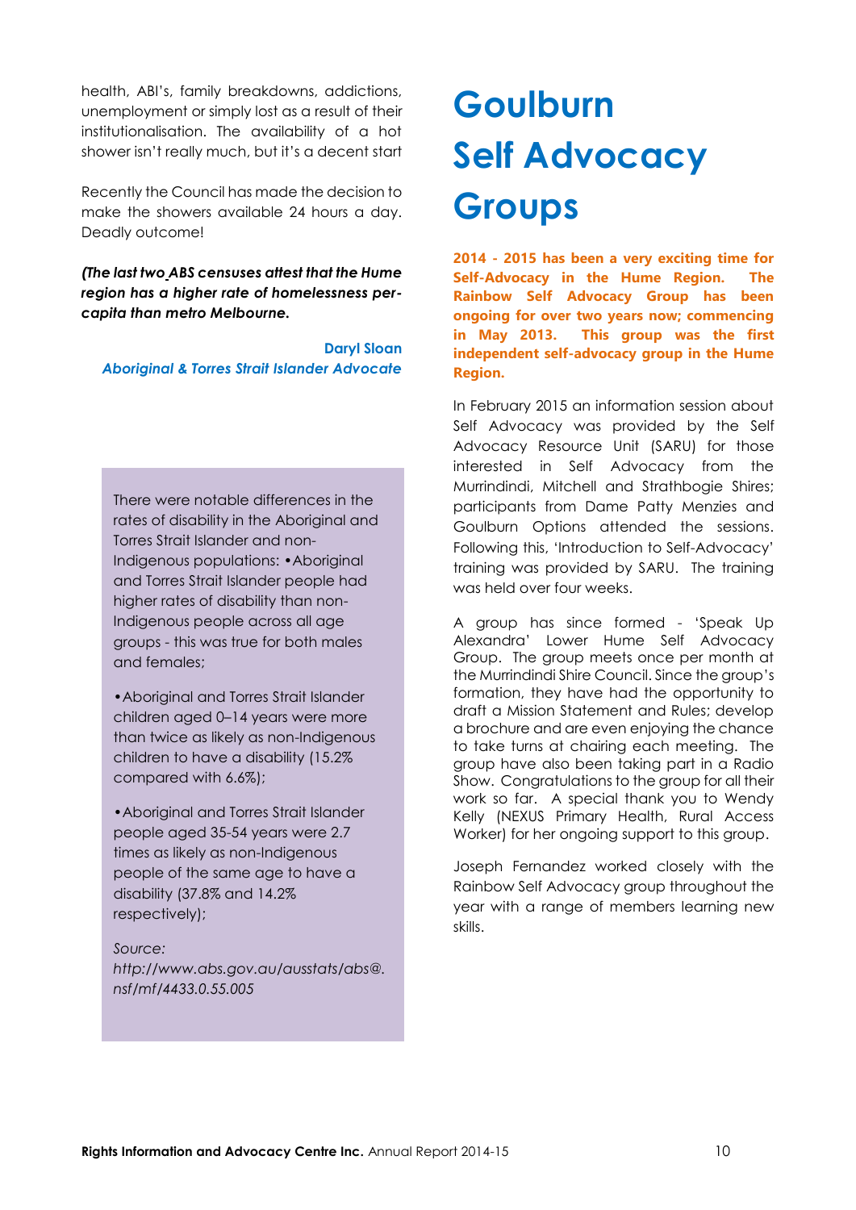health, ABI's, family breakdowns, addictions, unemployment or simply lost as a result of their institutionalisation. The availability of a hot shower isn't really much, but it's a decent start

Recently the Council has made the decision to make the showers available 24 hours a day. Deadly outcome!

***(The last two ABS censuses attest that the Hume region has a higher rate of homelessness per-capita than metro Melbourne.***

**Daryl Sloan**
***Aboriginal & Torres Strait Islander Advocate***

There were notable differences in the rates of disability in the Aboriginal and Torres Strait Islander and non-Indigenous populations: •Aboriginal and Torres Strait Islander people had higher rates of disability than non-Indigenous people across all age groups - this was true for both males and females;

•Aboriginal and Torres Strait Islander children aged 0–14 years were more than twice as likely as non-Indigenous children to have a disability (15.2% compared with 6.6%);

•Aboriginal and Torres Strait Islander people aged 35-54 years were 2.7 times as likely as non-Indigenous people of the same age to have a disability (37.8% and 14.2% respectively);

*Source: http://www.abs.gov.au/ausstats/abs@.nsf/mf/4433.0.55.005*

# Goulburn Self Advocacy Groups

**2014 - 2015 has been a very exciting time for Self-Advocacy in the Hume Region. The Rainbow Self Advocacy Group has been ongoing for over two years now; commencing in May 2013. This group was the first independent self-advocacy group in the Hume Region.**

In February 2015 an information session about Self Advocacy was provided by the Self Advocacy Resource Unit (SARU) for those interested in Self Advocacy from the Murrindindi, Mitchell and Strathbogie Shires; participants from Dame Patty Menzies and Goulburn Options attended the sessions. Following this, 'Introduction to Self-Advocacy' training was provided by SARU. The training was held over four weeks.

A group has since formed - 'Speak Up Alexandra' Lower Hume Self Advocacy Group. The group meets once per month at the Murrindindi Shire Council. Since the group's formation, they have had the opportunity to draft a Mission Statement and Rules; develop a brochure and are even enjoying the chance to take turns at chairing each meeting. The group have also been taking part in a Radio Show. Congratulations to the group for all their work so far. A special thank you to Wendy Kelly (NEXUS Primary Health, Rural Access Worker) for her ongoing support to this group.

Joseph Fernandez worked closely with the Rainbow Self Advocacy group throughout the year with a range of members learning new skills.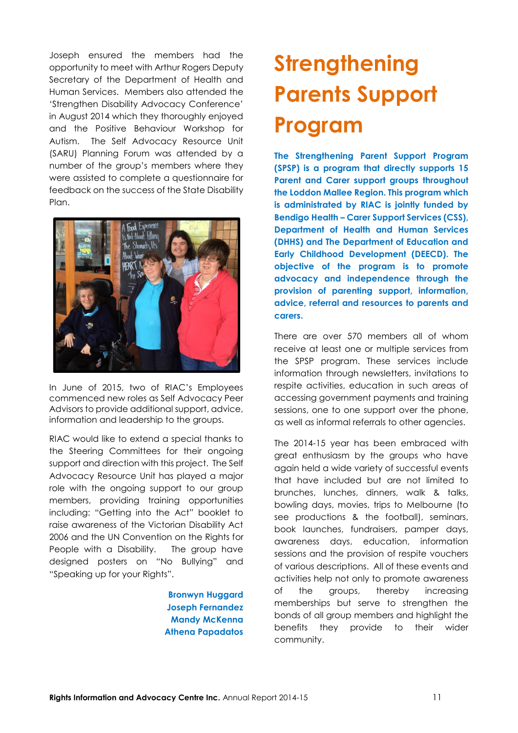Joseph ensured the members had the opportunity to meet with Arthur Rogers Deputy Secretary of the Department of Health and Human Services. Members also attended the 'Strengthen Disability Advocacy Conference' in August 2014 which they thoroughly enjoyed and the Positive Behaviour Workshop for Autism. The Self Advocacy Resource Unit (SARU) Planning Forum was attended by a number of the group's members where they were assisted to complete a questionnaire for feedback on the success of the State Disability Plan.

In June of 2015, two of RIAC's Employees commenced new roles as Self Advocacy Peer Advisors to provide additional support, advice, information and leadership to the groups.

RIAC would like to extend a special thanks to the Steering Committees for their ongoing support and direction with this project. The Self Advocacy Resource Unit has played a major role with the ongoing support to our group members, providing training opportunities including: "Getting into the Act" booklet to raise awareness of the Victorian Disability Act 2006 and the UN Convention on the Rights for People with a Disability. The group have designed posters on "No Bullying" and "Speaking up for your Rights".

**Bronwyn Huggard**
**Joseph Fernandez**
**Mandy McKenna**
**Athena Papadatos**

# Strengthening Parents Support Program

**The Strengthening Parent Support Program (SPSP) is a program that directly supports 15 Parent and Carer support groups throughout the Loddon Mallee Region. This program which is administrated by RIAC is jointly funded by Bendigo Health – Carer Support Services (CSS), Department of Health and Human Services (DHHS) and The Department of Education and Early Childhood Development (DEECD). The objective of the program is to promote advocacy and independence through the provision of parenting support, information, advice, referral and resources to parents and carers.**

There are over 570 members all of whom receive at least one or multiple services from the SPSP program. These services include information through newsletters, invitations to respite activities, education in such areas of accessing government payments and training sessions, one to one support over the phone, as well as informal referrals to other agencies.

The 2014-15 year has been embraced with great enthusiasm by the groups who have again held a wide variety of successful events that have included but are not limited to brunches, lunches, dinners, walk & talks, bowling days, movies, trips to Melbourne (to see productions & the football), seminars, book launches, fundraisers, pamper days, awareness days, education, information sessions and the provision of respite vouchers of various descriptions. All of these events and activities help not only to promote awareness of the groups, thereby increasing memberships but serve to strengthen the bonds of all group members and highlight the benefits they provide to their wider community.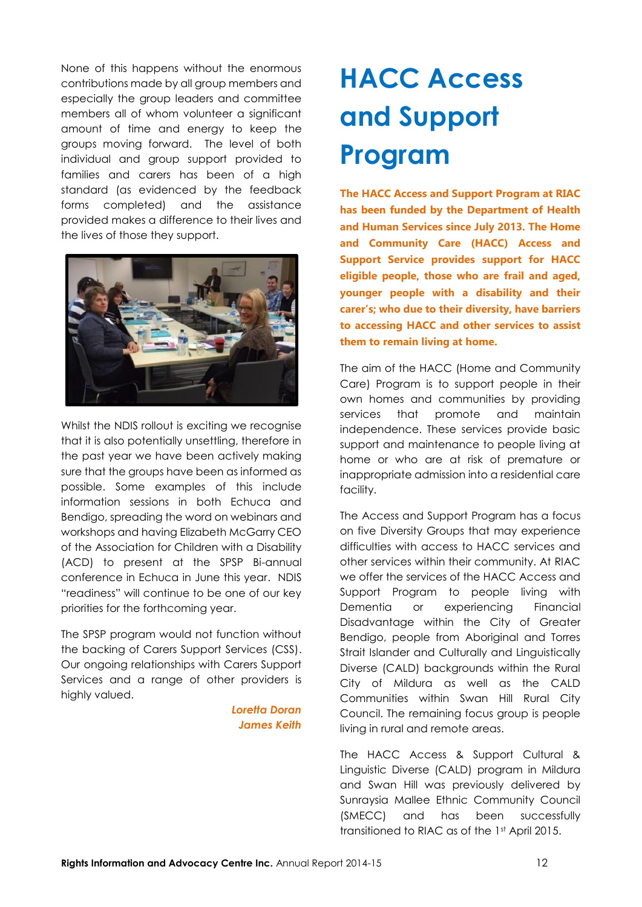None of this happens without the enormous contributions made by all group members and especially the group leaders and committee members all of whom volunteer a significant amount of time and energy to keep the groups moving forward. The level of both individual and group support provided to families and carers has been of a high standard (as evidenced by the feedback forms completed) and the assistance provided makes a difference to their lives and the lives of those they support.

Whilst the NDIS rollout is exciting we recognise that it is also potentially unsettling, therefore in the past year we have been actively making sure that the groups have been as informed as possible. Some examples of this include information sessions in both Echuca and Bendigo, spreading the word on webinars and workshops and having Elizabeth McGarry CEO of the Association for Children with a Disability (ACD) to present at the SPSP Bi-annual conference in Echuca in June this year. NDIS "readiness" will continue to be one of our key priorities for the forthcoming year.

The SPSP program would not function without the backing of Carers Support Services (CSS). Our ongoing relationships with Carers Support Services and a range of other providers is highly valued.

*Loretta Doran*
*James Keith*

# HACC Access and Support Program

**The HACC Access and Support Program at RIAC has been funded by the Department of Health and Human Services since July 2013. The Home and Community Care (HACC) Access and Support Service provides support for HACC eligible people, those who are frail and aged, younger people with a disability and their carer's; who due to their diversity, have barriers to accessing HACC and other services to assist them to remain living at home.**

The aim of the HACC (Home and Community Care) Program is to support people in their own homes and communities by providing services that promote and maintain independence. These services provide basic support and maintenance to people living at home or who are at risk of premature or inappropriate admission into a residential care facility.

The Access and Support Program has a focus on five Diversity Groups that may experience difficulties with access to HACC services and other services within their community. At RIAC we offer the services of the HACC Access and Support Program to people living with Dementia or experiencing Financial Disadvantage within the City of Greater Bendigo, people from Aboriginal and Torres Strait Islander and Culturally and Linguistically Diverse (CALD) backgrounds within the Rural City of Mildura as well as the CALD Communities within Swan Hill Rural City Council. The remaining focus group is people living in rural and remote areas.

The HACC Access & Support Cultural & Linguistic Diverse (CALD) program in Mildura and Swan Hill was previously delivered by Sunraysia Mallee Ethnic Community Council (SMECC) and has been successfully transitioned to RIAC as of the 1st April 2015.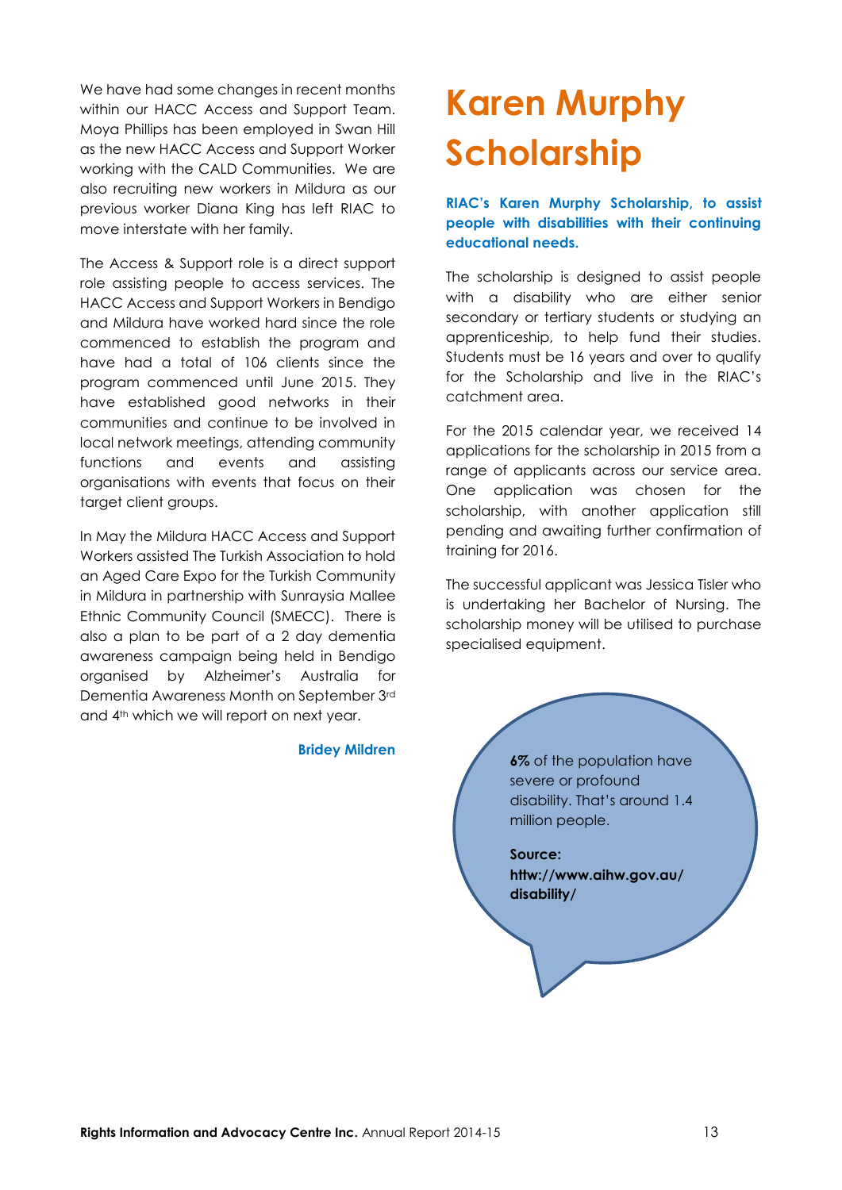We have had some changes in recent months within our HACC Access and Support Team. Moya Phillips has been employed in Swan Hill as the new HACC Access and Support Worker working with the CALD Communities. We are also recruiting new workers in Mildura as our previous worker Diana King has left RIAC to move interstate with her family.

The Access & Support role is a direct support role assisting people to access services. The HACC Access and Support Workers in Bendigo and Mildura have worked hard since the role commenced to establish the program and have had a total of 106 clients since the program commenced until June 2015. They have established good networks in their communities and continue to be involved in local network meetings, attending community functions and events and assisting organisations with events that focus on their target client groups.

In May the Mildura HACC Access and Support Workers assisted The Turkish Association to hold an Aged Care Expo for the Turkish Community in Mildura in partnership with Sunraysia Mallee Ethnic Community Council (SMECC). There is also a plan to be part of a 2 day dementia awareness campaign being held in Bendigo organised by Alzheimer's Australia for Dementia Awareness Month on September 3rd and 4th which we will report on next year.

**Bridey Mildren**

# Karen Murphy Scholarship

**RIAC's Karen Murphy Scholarship, to assist people with disabilities with their continuing educational needs.**

The scholarship is designed to assist people with a disability who are either senior secondary or tertiary students or studying an apprenticeship, to help fund their studies. Students must be 16 years and over to qualify for the Scholarship and live in the RIAC's catchment area.

For the 2015 calendar year, we received 14 applications for the scholarship in 2015 from a range of applicants across our service area. One application was chosen for the scholarship, with another application still pending and awaiting further confirmation of training for 2016.

The successful applicant was Jessica Tisler who is undertaking her Bachelor of Nursing. The scholarship money will be utilised to purchase specialised equipment.

**6%** of the population have severe or profound disability. That's around 1.4 million people.

**Source: httw://www.aihw.gov.au/disability/**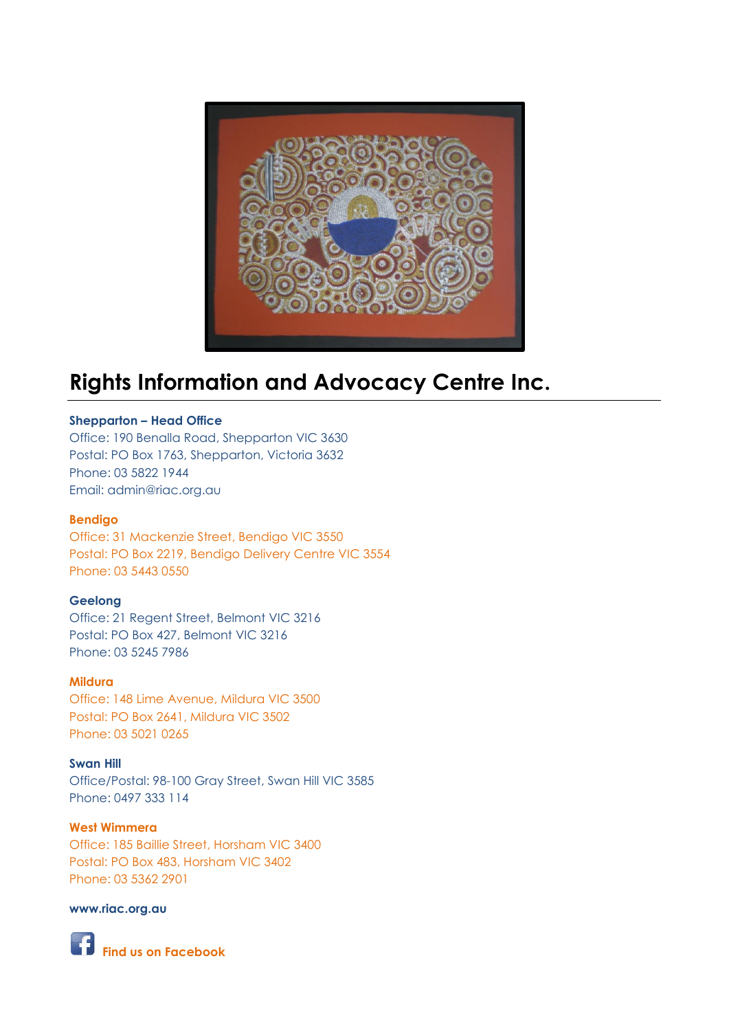# Rights Information and Advocacy Centre Inc.

**Shepparton – Head Office**
Office: 190 Benalla Road, Shepparton VIC 3630
Postal: PO Box 1763, Shepparton, Victoria 3632
Phone: 03 5822 1944
Email: admin@riac.org.au

**Bendigo**
Office: 31 Mackenzie Street, Bendigo VIC 3550
Postal: PO Box 2219, Bendigo Delivery Centre VIC 3554
Phone: 03 5443 0550

**Geelong**
Office: 21 Regent Street, Belmont VIC 3216
Postal: PO Box 427, Belmont VIC 3216
Phone: 03 5245 7986

**Mildura**
Office: 148 Lime Avenue, Mildura VIC 3500
Postal: PO Box 2641, Mildura VIC 3502
Phone: 03 5021 0265

**Swan Hill**
Office/Postal: 98-100 Gray Street, Swan Hill VIC 3585
Phone: 0497 333 114

**West Wimmera**
Office: 185 Baillie Street, Horsham VIC 3400
Postal: PO Box 483, Horsham VIC 3402
Phone: 03 5362 2901

**www.riac.org.au**

**Find us on Facebook**